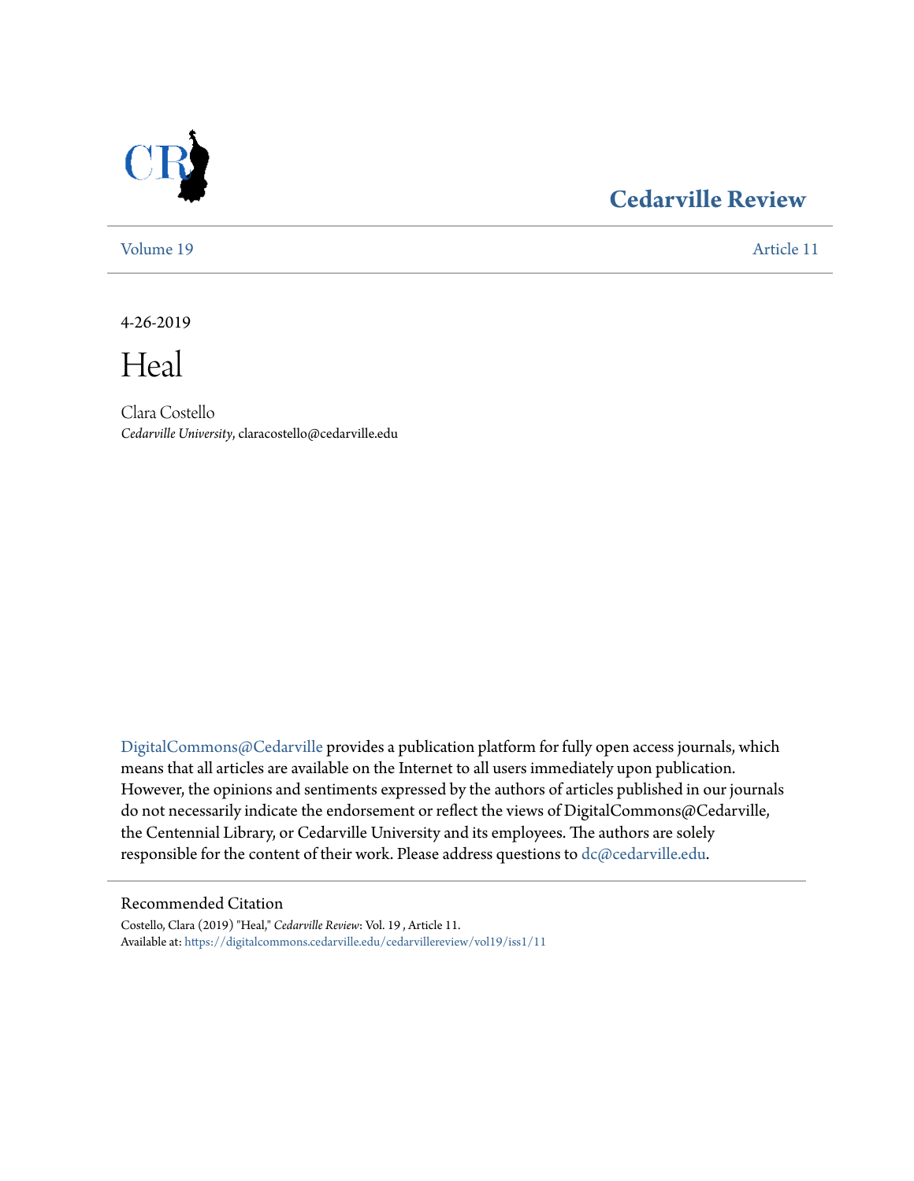Cedarville Review

Volume 19 Article 11

4-26-2019

# Heal

Clara Costello
*Cedarville University*, claracostello@cedarville.edu

DigitalCommons@Cedarville provides a publication platform for fully open access journals, which means that all articles are available on the Internet to all users immediately upon publication. However, the opinions and sentiments expressed by the authors of articles published in our journals do not necessarily indicate the endorsement or reflect the views of DigitalCommons@Cedarville, the Centennial Library, or Cedarville University and its employees. The authors are solely responsible for the content of their work. Please address questions to dc@cedarville.edu.

## Recommended Citation

Costello, Clara (2019) "Heal," *Cedarville Review*: Vol. 19 , Article 11.
Available at: https://digitalcommons.cedarville.edu/cedarvillereview/vol19/iss1/11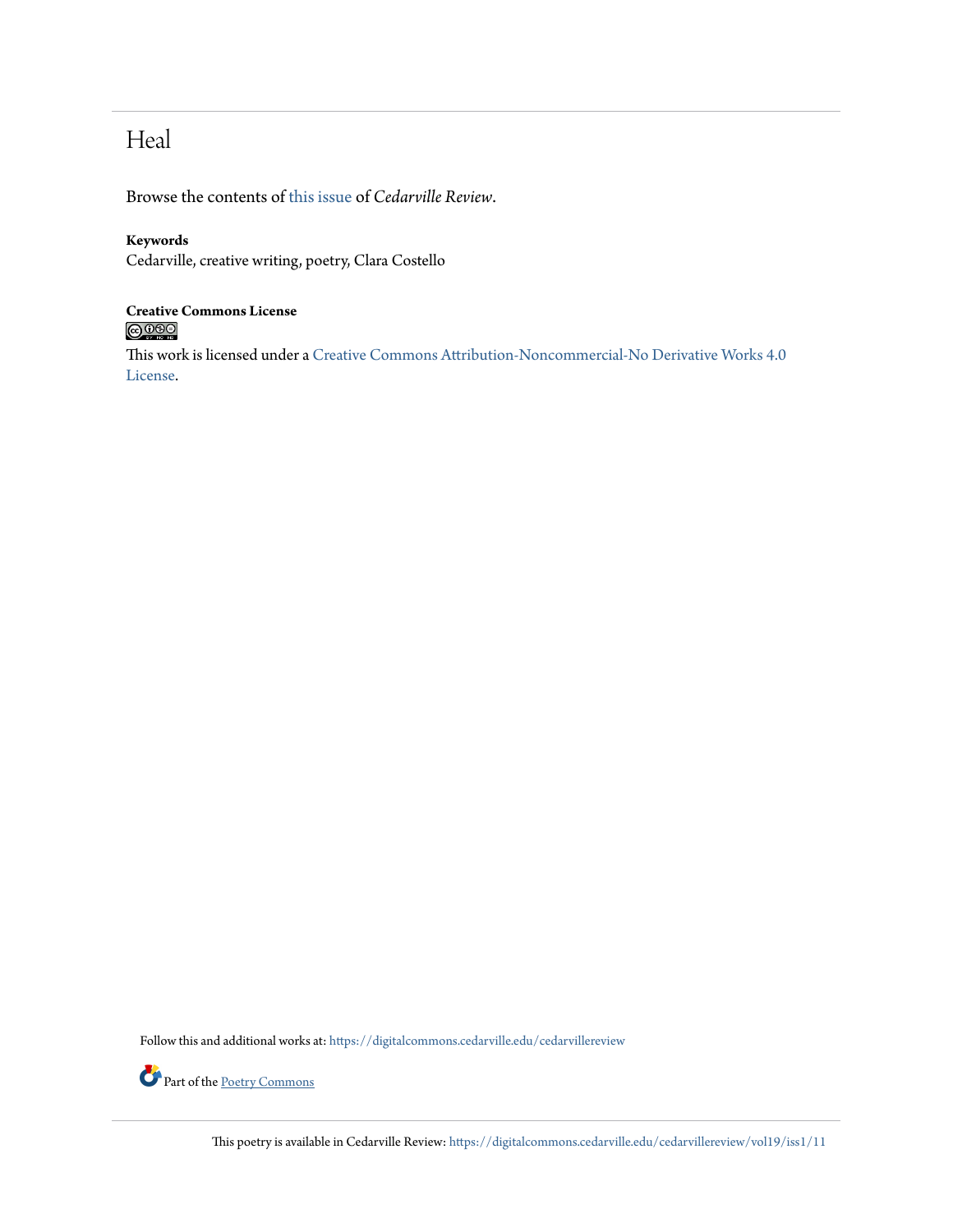# Heal

Browse the contents of this issue of *Cedarville Review*.

**Keywords**
Cedarville, creative writing, poetry, Clara Costello

**Creative Commons License**

This work is licensed under a Creative Commons Attribution-Noncommercial-No Derivative Works 4.0 License.

Follow this and additional works at: https://digitalcommons.cedarville.edu/cedarvillereview

Part of the Poetry Commons

This poetry is available in Cedarville Review: https://digitalcommons.cedarville.edu/cedarvillereview/vol19/iss1/11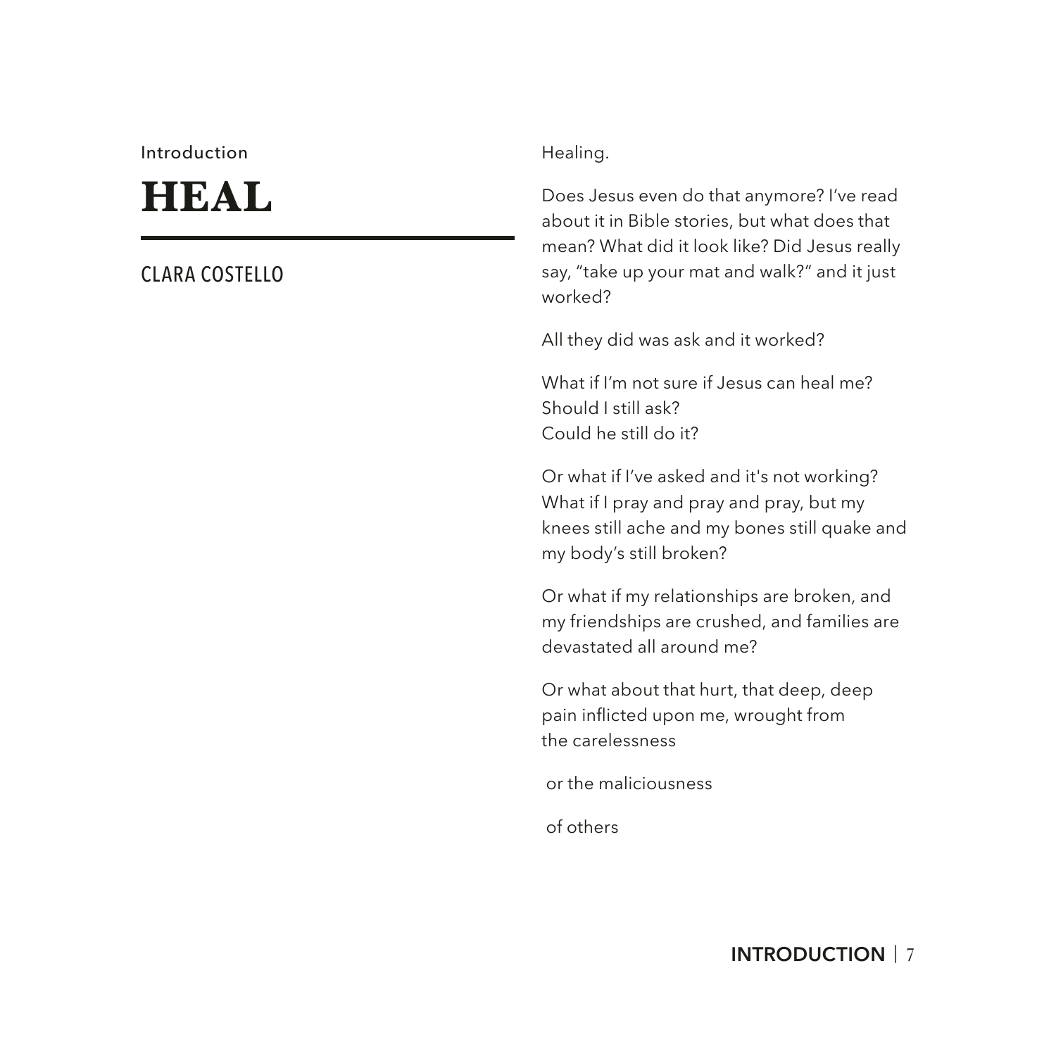Introduction

# HEAL

CLARA COSTELLO

Healing.

Does Jesus even do that anymore? I've read about it in Bible stories, but what does that mean? What did it look like? Did Jesus really say, "take up your mat and walk?" and it just worked?

All they did was ask and it worked?

What if I'm not sure if Jesus can heal me?
Should I still ask?
Could he still do it?

Or what if I've asked and it's not working? What if I pray and pray and pray, but my knees still ache and my bones still quake and my body's still broken?

Or what if my relationships are broken, and my friendships are crushed, and families are devastated all around me?

Or what about that hurt, that deep, deep pain inflicted upon me, wrought from the carelessness

or the maliciousness

of others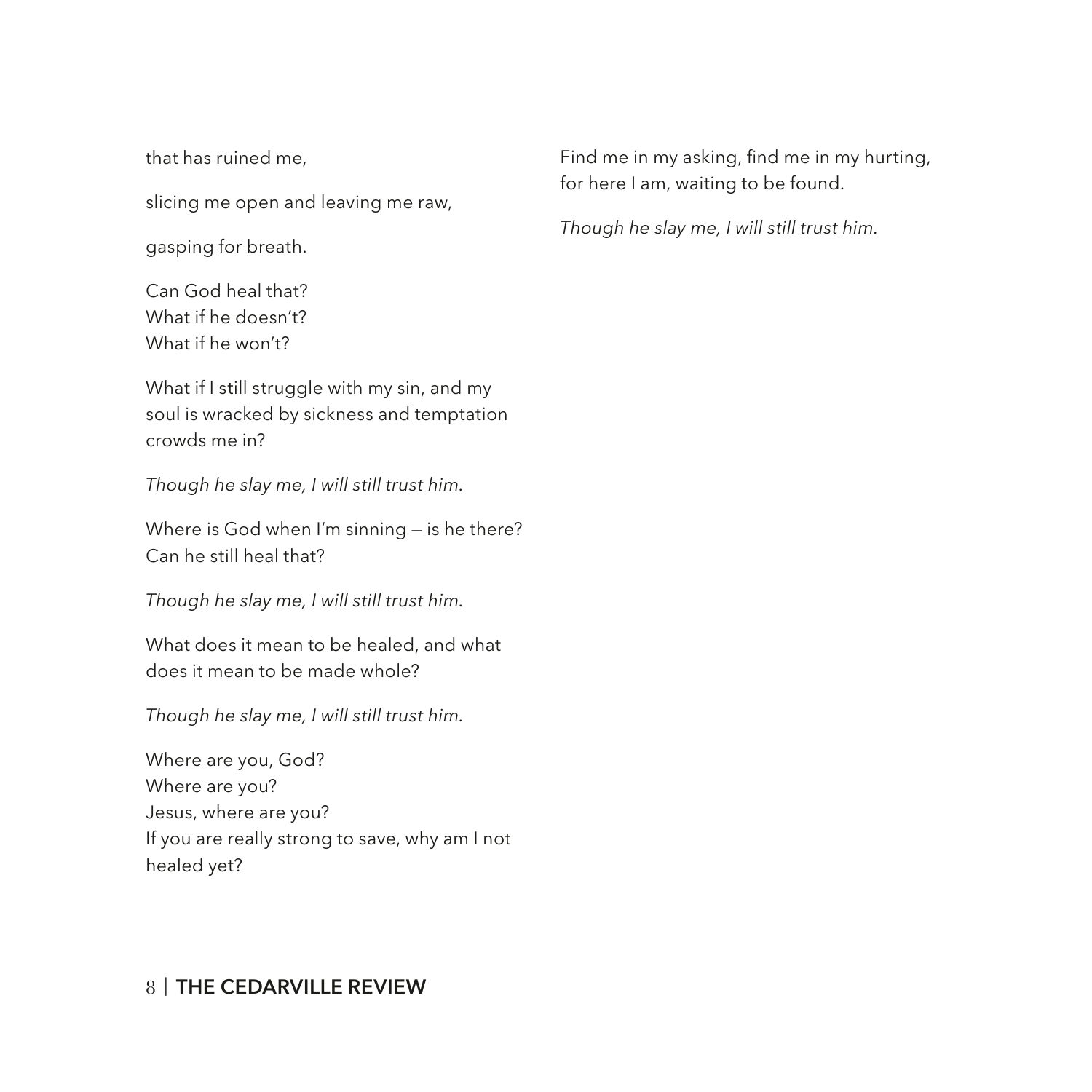that has ruined me,

slicing me open and leaving me raw,

gasping for breath.

Can God heal that?
What if he doesn't?
What if he won't?

What if I still struggle with my sin, and my soul is wracked by sickness and temptation crowds me in?

*Though he slay me, I will still trust him.*

Where is God when I'm sinning — is he there?
Can he still heal that?

*Though he slay me, I will still trust him.*

What does it mean to be healed, and what does it mean to be made whole?

*Though he slay me, I will still trust him.*

Where are you, God?
Where are you?
Jesus, where are you?
If you are really strong to save, why am I not healed yet?

Find me in my asking, find me in my hurting, for here I am, waiting to be found.

*Though he slay me, I will still trust him.*